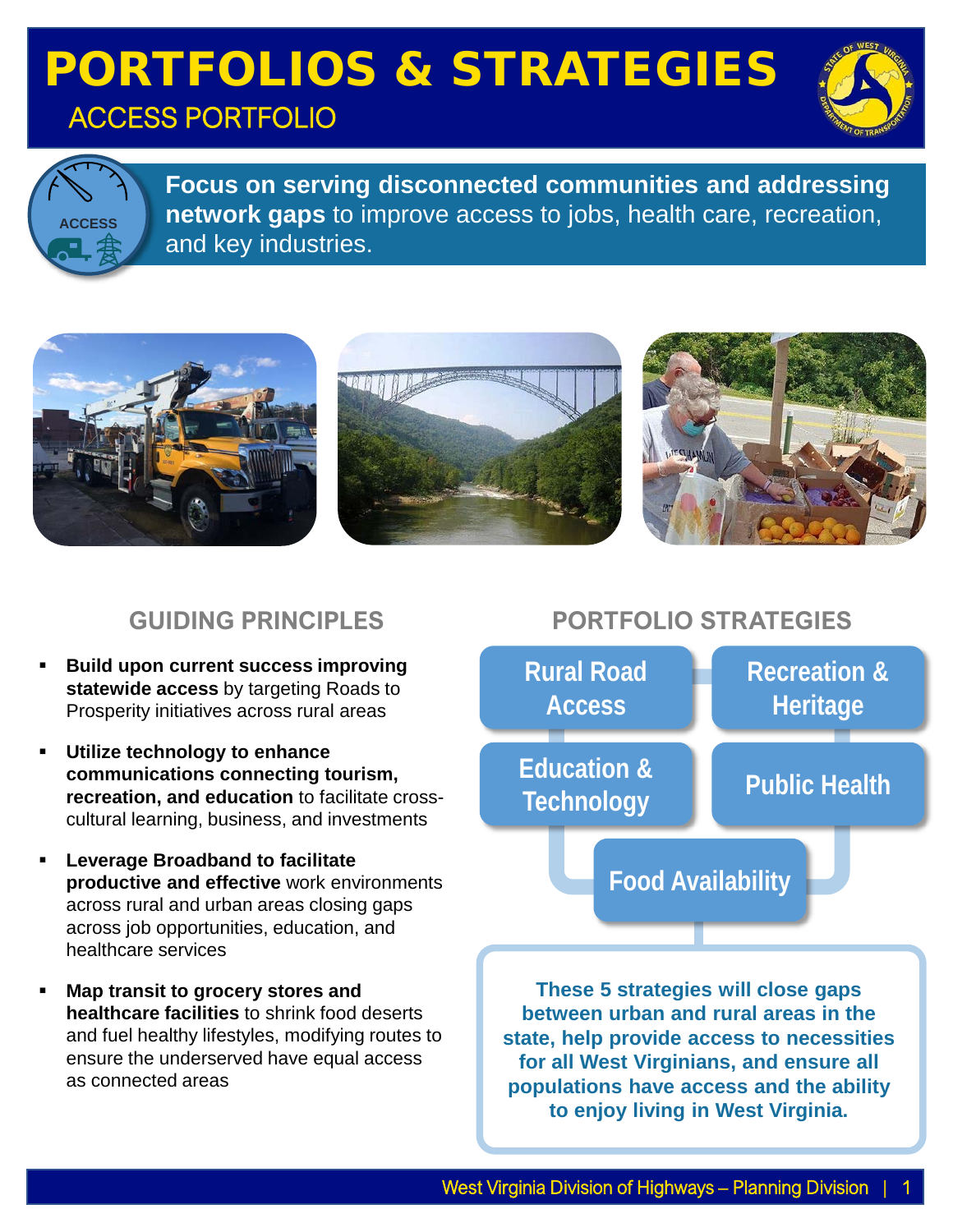# PORTFOLIOS & STRATEGIES

## ACCESS PORTFOLIO

**Focus on serving disconnected communities and addressing network gaps** to improve access to jobs, health care, recreation, and key industries.

## GUIDING PRINCIPLES

- **Build upon current success improving statewide access** by targeting Roads to Prosperity initiatives across rural areas
- **Utilize technology to enhance communications connecting tourism, recreation, and education** to facilitate cross-cultural learning, business, and investments
- **Leverage Broadband to facilitate productive and effective** work environments across rural and urban areas closing gaps across job opportunities, education, and healthcare services
- **Map transit to grocery stores and healthcare facilities** to shrink food deserts and fuel healthy lifestyles, modifying routes to ensure the underserved have equal access as connected areas

## PORTFOLIO STRATEGIES

- Rural Road Access
- Recreation & Heritage
- Education & Technology
- Public Health
- Food Availability

**These 5 strategies will close gaps between urban and rural areas in the state, help provide access to necessities for all West Virginians, and ensure all populations have access and the ability to enjoy living in West Virginia.**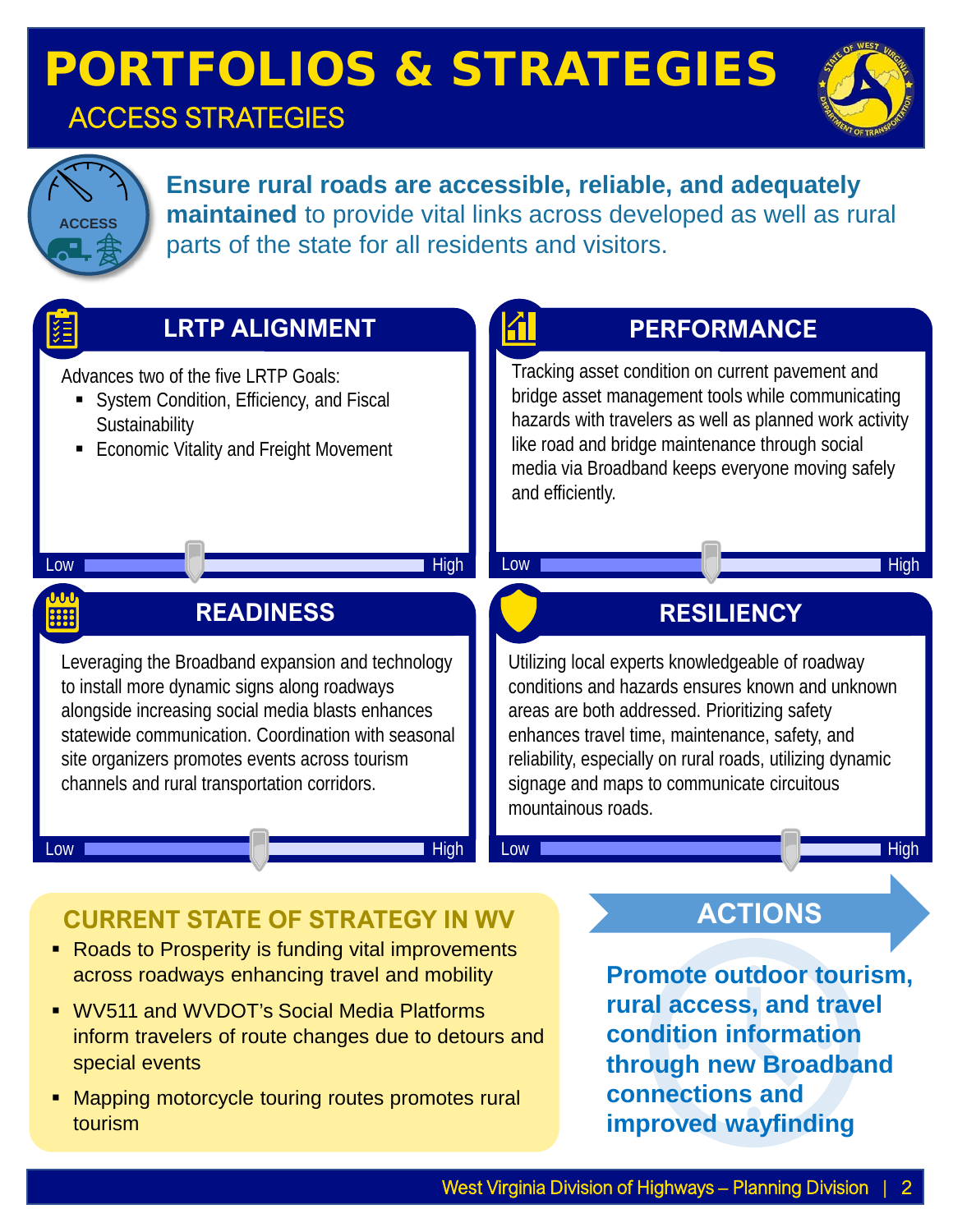# PORTFOLIOS & STRATEGIES

## ACCESS STRATEGIES

ACCESS

**Ensure rural roads are accessible, reliable, and adequately maintained** to provide vital links across developed as well as rural parts of the state for all residents and visitors.

### LRTP ALIGNMENT

Advances two of the five LRTP Goals:

- System Condition, Efficiency, and Fiscal Sustainability
- Economic Vitality and Freight Movement

Low — High

### PERFORMANCE

Tracking asset condition on current pavement and bridge asset management tools while communicating hazards with travelers as well as planned work activity like road and bridge maintenance through social media via Broadband keeps everyone moving safely and efficiently.

Low — High

### READINESS

Leveraging the Broadband expansion and technology to install more dynamic signs along roadways alongside increasing social media blasts enhances statewide communication. Coordination with seasonal site organizers promotes events across tourism channels and rural transportation corridors.

Low — High

### RESILIENCY

Utilizing local experts knowledgeable of roadway conditions and hazards ensures known and unknown areas are both addressed. Prioritizing safety enhances travel time, maintenance, safety, and reliability, especially on rural roads, utilizing dynamic signage and maps to communicate circuitous mountainous roads.

Low — High

### CURRENT STATE OF STRATEGY IN WV

- Roads to Prosperity is funding vital improvements across roadways enhancing travel and mobility
- WV511 and WVDOT's Social Media Platforms inform travelers of route changes due to detours and special events
- Mapping motorcycle touring routes promotes rural tourism

### ACTIONS

**Promote outdoor tourism, rural access, and travel condition information through new Broadband connections and improved wayfinding**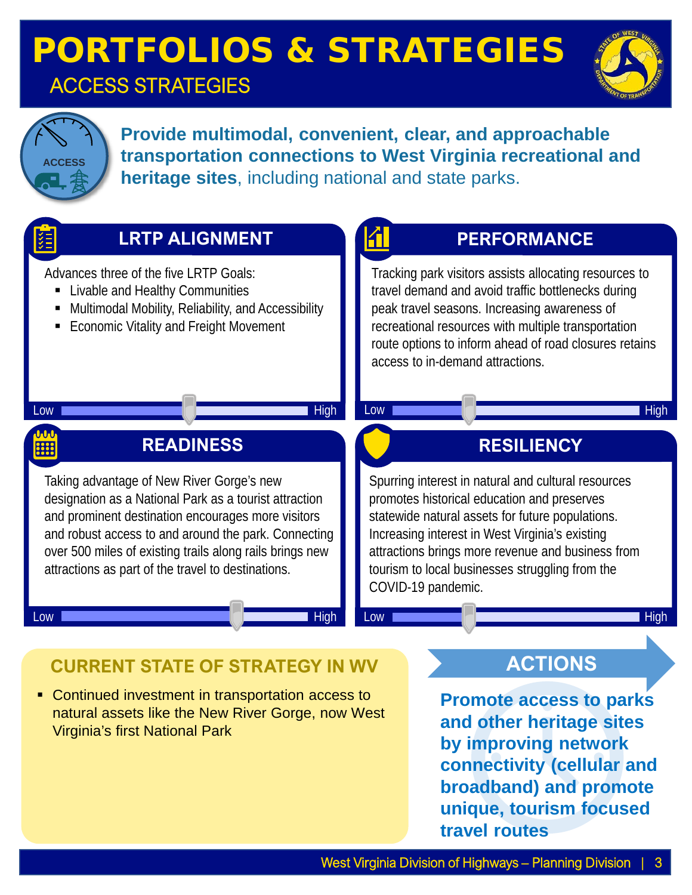# PORTFOLIOS & STRATEGIES

## ACCESS STRATEGIES

ACCESS

**Provide multimodal, convenient, clear, and approachable transportation connections to West Virginia recreational and heritage sites**, including national and state parks.

### LRTP ALIGNMENT

Advances three of the five LRTP Goals:

- Livable and Healthy Communities
- Multimodal Mobility, Reliability, and Accessibility
- Economic Vitality and Freight Movement

Low — High

### PERFORMANCE

Tracking park visitors assists allocating resources to travel demand and avoid traffic bottlenecks during peak travel seasons. Increasing awareness of recreational resources with multiple transportation route options to inform ahead of road closures retains access to in-demand attractions.

Low — High

### READINESS

Taking advantage of New River Gorge's new designation as a National Park as a tourist attraction and prominent destination encourages more visitors and robust access to and around the park. Connecting over 500 miles of existing trails along rails brings new attractions as part of the travel to destinations.

Low — High

### RESILIENCY

Spurring interest in natural and cultural resources promotes historical education and preserves statewide natural assets for future populations. Increasing interest in West Virginia's existing attractions brings more revenue and business from tourism to local businesses struggling from the COVID-19 pandemic.

Low — High

### CURRENT STATE OF STRATEGY IN WV

- Continued investment in transportation access to natural assets like the New River Gorge, now West Virginia's first National Park

### ACTIONS

**Promote access to parks and other heritage sites by improving network connectivity (cellular and broadband) and promote unique, tourism focused travel routes**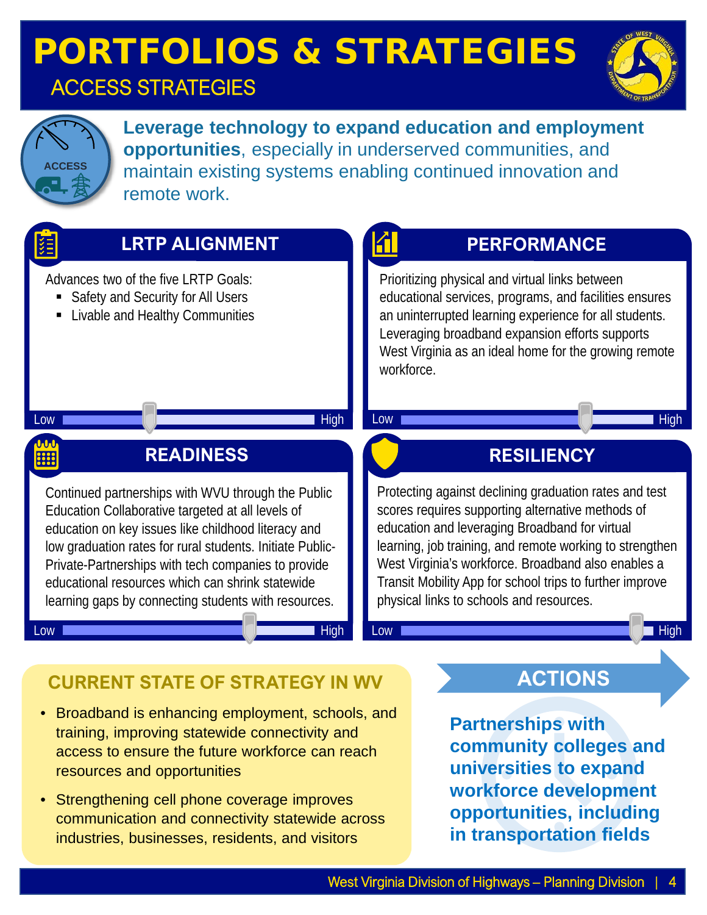# PORTFOLIOS & STRATEGIES

## ACCESS STRATEGIES

ACCESS

**Leverage technology to expand education and employment opportunities**, especially in underserved communities, and maintain existing systems enabling continued innovation and remote work.

### LRTP ALIGNMENT

Advances two of the five LRTP Goals:

- Safety and Security for All Users
- Livable and Healthy Communities

Low — High

### PERFORMANCE

Prioritizing physical and virtual links between educational services, programs, and facilities ensures an uninterrupted learning experience for all students. Leveraging broadband expansion efforts supports West Virginia as an ideal home for the growing remote workforce.

Low — High

### READINESS

Continued partnerships with WVU through the Public Education Collaborative targeted at all levels of education on key issues like childhood literacy and low graduation rates for rural students. Initiate Public-Private-Partnerships with tech companies to provide educational resources which can shrink statewide learning gaps by connecting students with resources.

Low — High

### RESILIENCY

Protecting against declining graduation rates and test scores requires supporting alternative methods of education and leveraging Broadband for virtual learning, job training, and remote working to strengthen West Virginia's workforce. Broadband also enables a Transit Mobility App for school trips to further improve physical links to schools and resources.

Low — High

### CURRENT STATE OF STRATEGY IN WV

- Broadband is enhancing employment, schools, and training, improving statewide connectivity and access to ensure the future workforce can reach resources and opportunities
- Strengthening cell phone coverage improves communication and connectivity statewide across industries, businesses, residents, and visitors

### ACTIONS

**Partnerships with community colleges and universities to expand workforce development opportunities, including in transportation fields**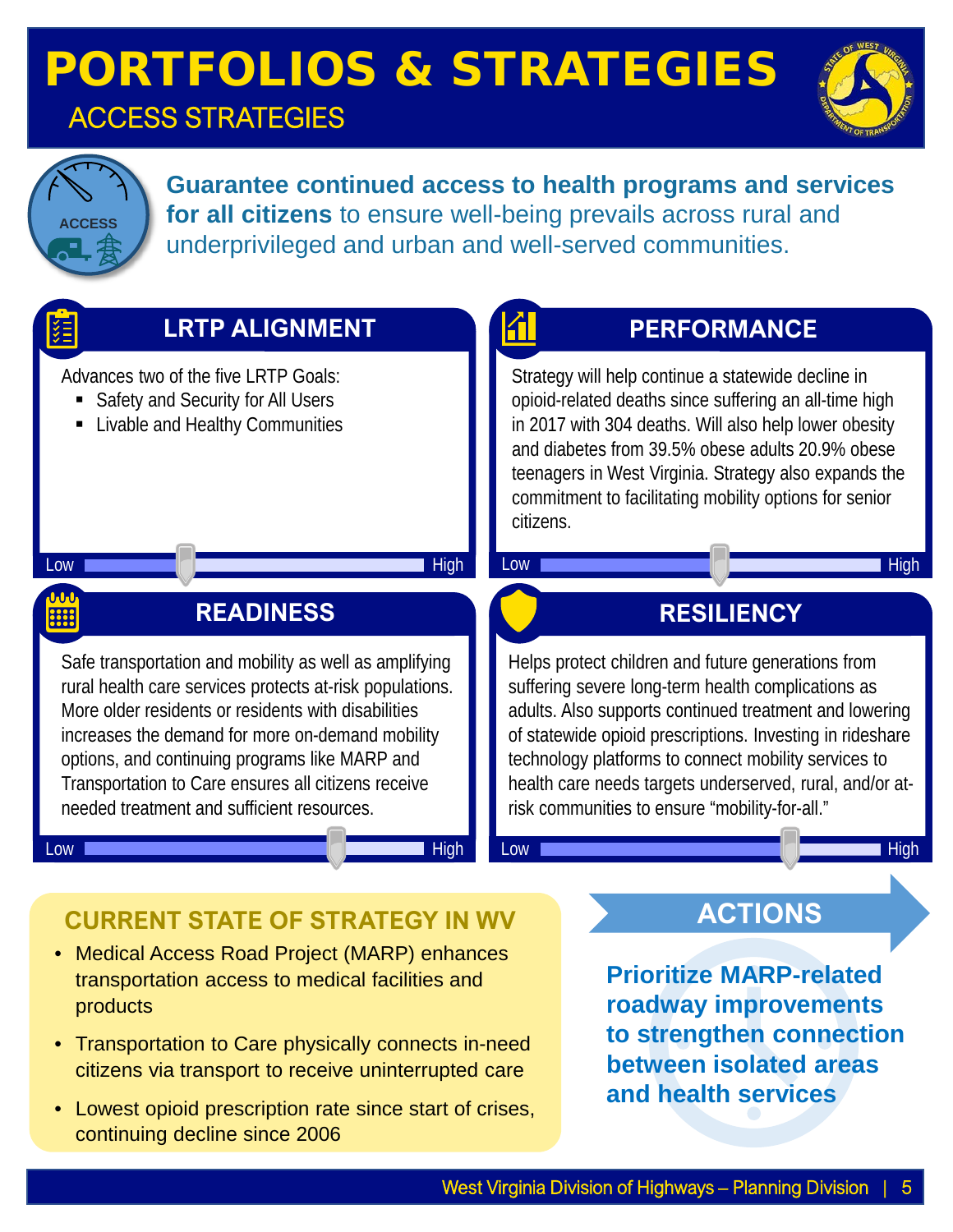# PORTFOLIOS & STRATEGIES

## ACCESS STRATEGIES

ACCESS

**Guarantee continued access to health programs and services for all citizens** to ensure well-being prevails across rural and underprivileged and urban and well-served communities.

### LRTP ALIGNMENT

Advances two of the five LRTP Goals:

- Safety and Security for All Users
- Livable and Healthy Communities

Low — High

### PERFORMANCE

Strategy will help continue a statewide decline in opioid-related deaths since suffering an all-time high in 2017 with 304 deaths. Will also help lower obesity and diabetes from 39.5% obese adults 20.9% obese teenagers in West Virginia. Strategy also expands the commitment to facilitating mobility options for senior citizens.

Low — High

### READINESS

Safe transportation and mobility as well as amplifying rural health care services protects at-risk populations. More older residents or residents with disabilities increases the demand for more on-demand mobility options, and continuing programs like MARP and Transportation to Care ensures all citizens receive needed treatment and sufficient resources.

Low — High

### RESILIENCY

Helps protect children and future generations from suffering severe long-term health complications as adults. Also supports continued treatment and lowering of statewide opioid prescriptions. Investing in rideshare technology platforms to connect mobility services to health care needs targets underserved, rural, and/or at-risk communities to ensure “mobility-for-all.”

Low — High

### CURRENT STATE OF STRATEGY IN WV

- Medical Access Road Project (MARP) enhances transportation access to medical facilities and products
- Transportation to Care physically connects in-need citizens via transport to receive uninterrupted care
- Lowest opioid prescription rate since start of crises, continuing decline since 2006

### ACTIONS

**Prioritize MARP-related roadway improvements to strengthen connection between isolated areas and health services**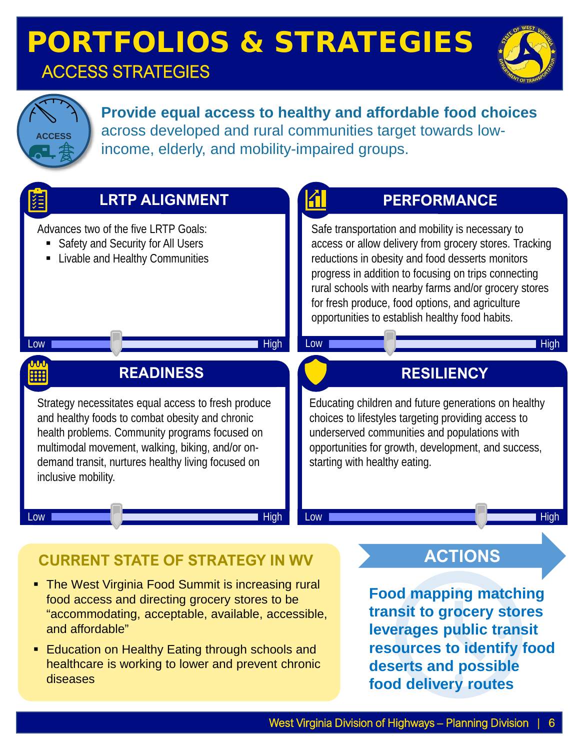# PORTFOLIOS & STRATEGIES

## ACCESS STRATEGIES

ACCESS

**Provide equal access to healthy and affordable food choices** across developed and rural communities target towards low-income, elderly, and mobility-impaired groups.

### LRTP ALIGNMENT

Advances two of the five LRTP Goals:

- Safety and Security for All Users
- Livable and Healthy Communities

Low High

### PERFORMANCE

Safe transportation and mobility is necessary to access or allow delivery from grocery stores. Tracking reductions in obesity and food desserts monitors progress in addition to focusing on trips connecting rural schools with nearby farms and/or grocery stores for fresh produce, food options, and agriculture opportunities to establish healthy food habits.

Low High

### READINESS

Strategy necessitates equal access to fresh produce and healthy foods to combat obesity and chronic health problems. Community programs focused on multimodal movement, walking, biking, and/or on-demand transit, nurtures healthy living focused on inclusive mobility.

Low High

### RESILIENCY

Educating children and future generations on healthy choices to lifestyles targeting providing access to underserved communities and populations with opportunities for growth, development, and success, starting with healthy eating.

Low High

### CURRENT STATE OF STRATEGY IN WV

- The West Virginia Food Summit is increasing rural food access and directing grocery stores to be “accommodating, acceptable, available, accessible, and affordable”
- Education on Healthy Eating through schools and healthcare is working to lower and prevent chronic diseases

### ACTIONS

**Food mapping matching transit to grocery stores leverages public transit resources to identify food deserts and possible food delivery routes**